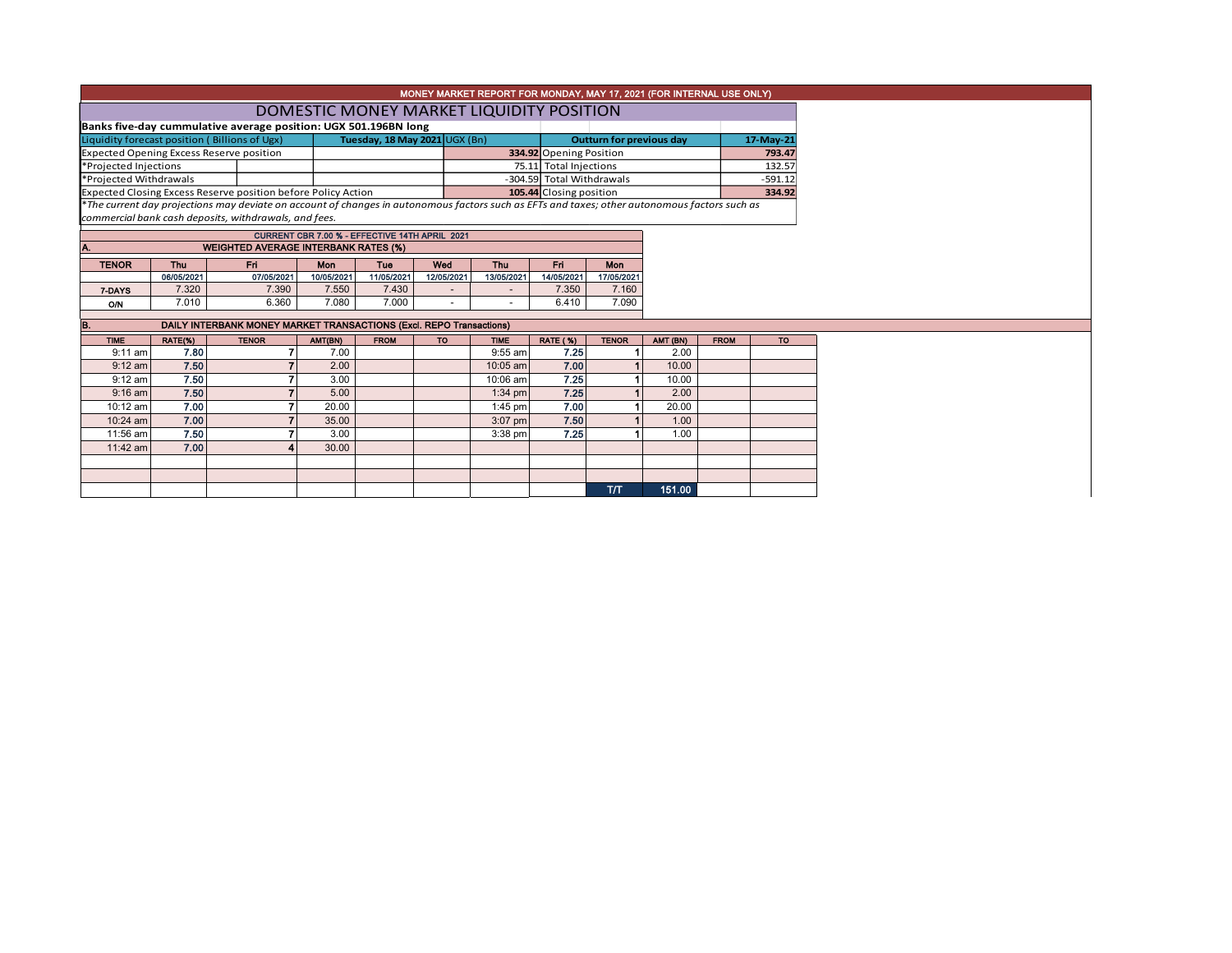MONEY MARKET REPORT FOR MONDAY, MAY 17, 2021 (FOR INTERNAL USE ONLY)

# DOMESTIC MONEY MARKET LIQUIDITY POSITION

**Banks five-day cummulative average position: UGX 501.196BN long**

| Liquidity forecast position ( Billions of Ugx) | Tuesday, 18 May 2021 | UGX (Bn) | Outturn for previous day | 17-May-21 |
|---|---|---|---|---|
| Expected Opening Excess Reserve position | | 334.92 | Opening Position | 793.47 |
| *Projected Injections | | 75.11 | Total Injections | 132.57 |
| *Projected Withdrawals | | -304.59 | Total Withdrawals | -591.12 |
| Expected Closing Excess Reserve position before Policy Action | | 105.44 | Closing position | 334.92 |

*The current day projections may deviate on account of changes in autonomous factors such as EFTs and taxes; other autonomous factors such as commercial bank cash deposits, withdrawals, and fees.

CURRENT CBR 7.00 % - EFFECTIVE 14TH APRIL 2021

## A. WEIGHTED AVERAGE INTERBANK RATES (%)

| TENOR | Thu | Fri | Mon | Tue | Wed | Thu | Fri | Mon |
|---|---|---|---|---|---|---|---|---|
| | 06/05/2021 | 07/05/2021 | 10/05/2021 | 11/05/2021 | 12/05/2021 | 13/05/2021 | 14/05/2021 | 17/05/2021 |
| 7-DAYS | 7.320 | 7.390 | 7.550 | 7.430 | - | - | 7.350 | 7.160 |
| O/N | 7.010 | 6.360 | 7.080 | 7.000 | - | - | 6.410 | 7.090 |

## B. DAILY INTERBANK MONEY MARKET TRANSACTIONS (Excl. REPO Transactions)

| TIME | RATE(%) | TENOR | AMT(BN) | FROM | TO | TIME | RATE ( %) | TENOR | AMT (BN) | FROM | TO |
|---|---|---|---|---|---|---|---|---|---|---|---|
| 9:11 am | 7.80 | 7 | 7.00 | | | 9:55 am | 7.25 | 1 | 2.00 | | |
| 9:12 am | 7.50 | 7 | 2.00 | | | 10:05 am | 7.00 | 1 | 10.00 | | |
| 9:12 am | 7.50 | 7 | 3.00 | | | 10:06 am | 7.25 | 1 | 10.00 | | |
| 9:16 am | 7.50 | 7 | 5.00 | | | 1:34 pm | 7.25 | 1 | 2.00 | | |
| 10:12 am | 7.00 | 7 | 20.00 | | | 1:45 pm | 7.00 | 1 | 20.00 | | |
| 10:24 am | 7.00 | 7 | 35.00 | | | 3:07 pm | 7.50 | 1 | 1.00 | | |
| 11:56 am | 7.50 | 7 | 3.00 | | | 3:38 pm | 7.25 | 1 | 1.00 | | |
| 11:42 am | 7.00 | 4 | 30.00 | | | | | | | | |
| | | | | | | | | | | | |
| | | | | | | | | | | | |
| | | | | | | | | T/T | 151.00 | | |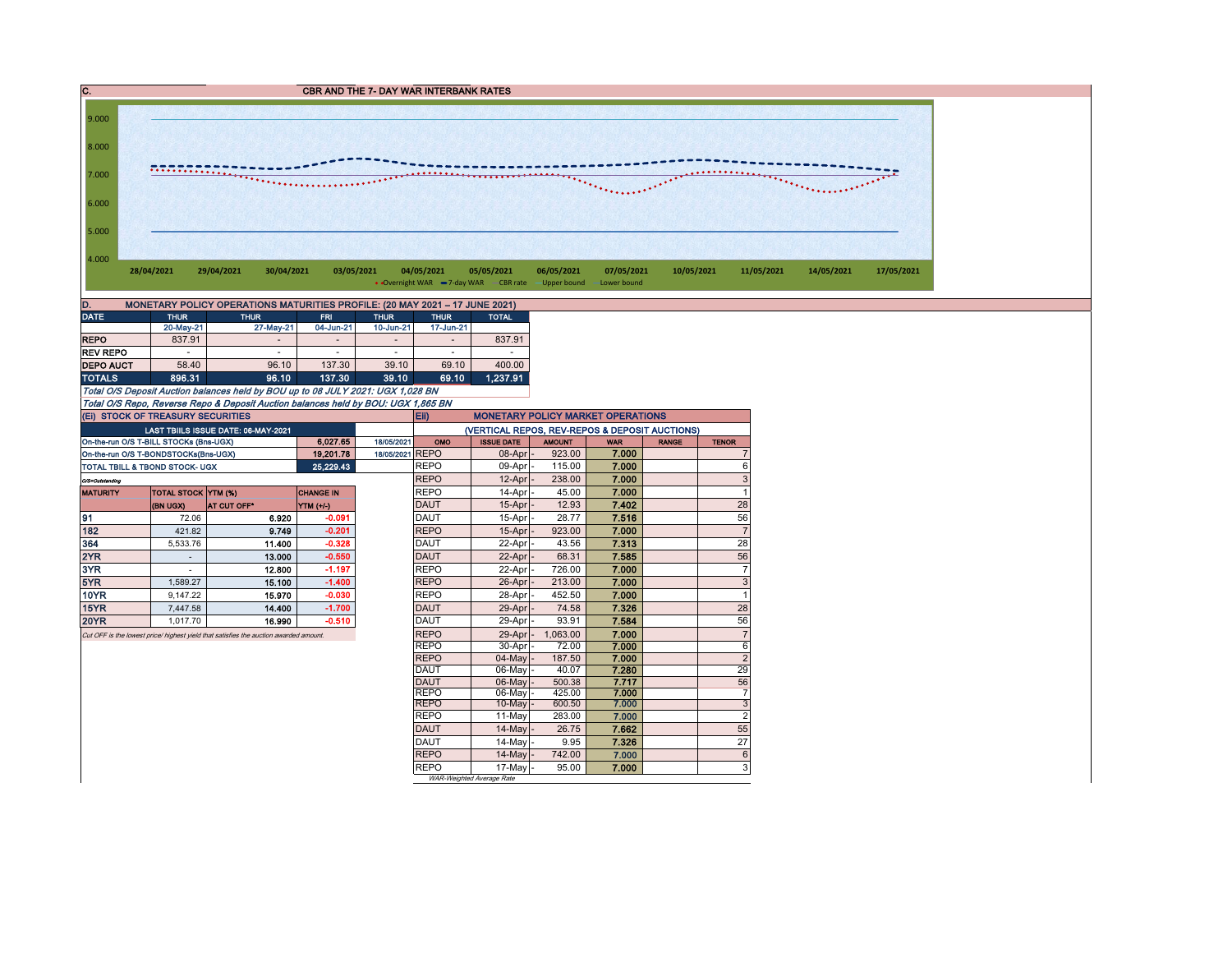## C. CBR AND THE 7- DAY WAR INTERBANK RATES

9.000
8.000
7.000
6.000
5.000
4.000

28/04/2021 29/04/2021 30/04/2021 03/05/2021 04/05/2021 05/05/2021 06/05/2021 07/05/2021 10/05/2021 11/05/2021 14/05/2021 17/05/2021

Overnight WAR — 7-day WAR — CBR rate — Upper bound — Lower bound

## D. MONETARY POLICY OPERATIONS MATURITIES PROFILE: (20 MAY 2021 – 17 JUNE 2021)

| DATE | THUR | THUR | FRI | THUR | THUR | TOTAL |
|---|---|---|---|---|---|---|
| | 20-May-21 | 27-May-21 | 04-Jun-21 | 10-Jun-21 | 17-Jun-21 | |
| REPO | 837.91 | - | - | - | - | 837.91 |
| REV REPO | - | - | - | - | - | - |
| DEPO AUCT | 58.40 | 96.10 | 137.30 | 39.10 | 69.10 | 400.00 |
| TOTALS | 896.31 | 96.10 | 137.30 | 39.10 | 69.10 | 1,237.91 |

*Total O/S Deposit Auction balances held by BOU up to 08 JULY 2021: UGX 1,028 BN*

*Total O/S Repo, Reverse Repo & Deposit Auction balances held by BOU: UGX 1,865 BN*

### (Ei) STOCK OF TREASURY SECURITIES

| LAST TBIILS ISSUE DATE: 06-MAY-2021 | | |
|---|---|---|
| On-the-run O/S T-BILL STOCKs (Bns-UGX) | 6,027.65 | 18/05/2021 |
| On-the-run O/S T-BONDSTOCKs(Bns-UGX) | 19,201.78 | 18/05/2021 |
| TOTAL TBILL & TBOND STOCK- UGX | 25,229.43 | |

O/S=Outstanding

| MATURITY | TOTAL STOCK (BN UGX) | YTM (%) AT CUT OFF* | CHANGE IN YTM (+/-) |
|---|---|---|---|
| 91 | 72.06 | 6.920 | -0.091 |
| 182 | 421.82 | 9.749 | -0.201 |
| 364 | 5,533.76 | 11.400 | -0.328 |
| 2YR | - | 13.000 | -0.550 |
| 3YR | - | 12.800 | -1.197 |
| 5YR | 1,589.27 | 15.100 | -1.400 |
| 10YR | 9,147.22 | 15.970 | -0.030 |
| 15YR | 7,447.58 | 14.400 | -1.700 |
| 20YR | 1,017.70 | 16.990 | -0.510 |

*Cut OFF is the lowest price/ highest yield that satisfies the auction awarded amount.*

### Eii) MONETARY POLICY MARKET OPERATIONS

(VERTICAL REPOS, REV-REPOS & DEPOSIT AUCTIONS)

| OMO | ISSUE DATE | AMOUNT | WAR | RANGE | TENOR |
|---|---|---|---|---|---|
| REPO | 08-Apr | 923.00 | 7.000 | | 7 |
| REPO | 09-Apr | 115.00 | 7.000 | | 6 |
| REPO | 12-Apr | 238.00 | 7.000 | | 3 |
| REPO | 14-Apr | 45.00 | 7.000 | | 1 |
| DAUT | 15-Apr | 12.93 | 7.402 | | 28 |
| DAUT | 15-Apr | 28.77 | 7.516 | | 56 |
| REPO | 15-Apr | 923.00 | 7.000 | | 7 |
| DAUT | 22-Apr | 43.56 | 7.313 | | 28 |
| DAUT | 22-Apr | 68.31 | 7.585 | | 56 |
| REPO | 22-Apr | 726.00 | 7.000 | | 7 |
| REPO | 26-Apr | 213.00 | 7.000 | | 3 |
| REPO | 28-Apr | 452.50 | 7.000 | | 1 |
| DAUT | 29-Apr | 74.58 | 7.326 | | 28 |
| DAUT | 29-Apr | 93.91 | 7.584 | | 56 |
| REPO | 29-Apr | 1,063.00 | 7.000 | | 7 |
| REPO | 30-Apr | 72.00 | 7.000 | | 6 |
| REPO | 04-May | 187.50 | 7.000 | | 2 |
| DAUT | 06-May | 40.07 | 7.280 | | 29 |
| DAUT | 06-May | 500.38 | 7.717 | | 56 |
| REPO | 06-May | 425.00 | 7.000 | | 7 |
| REPO | 10-May | 600.50 | 7.000 | | 3 |
| REPO | 11-May | 283.00 | 7.000 | | 2 |
| DAUT | 14-May | 26.75 | 7.662 | | 55 |
| DAUT | 14-May | 9.95 | 7.326 | | 27 |
| REPO | 14-May | 742.00 | 7.000 | | 6 |
| REPO | 17-May | 95.00 | 7.000 | | 3 |

*WAR-Weighted Average Rate*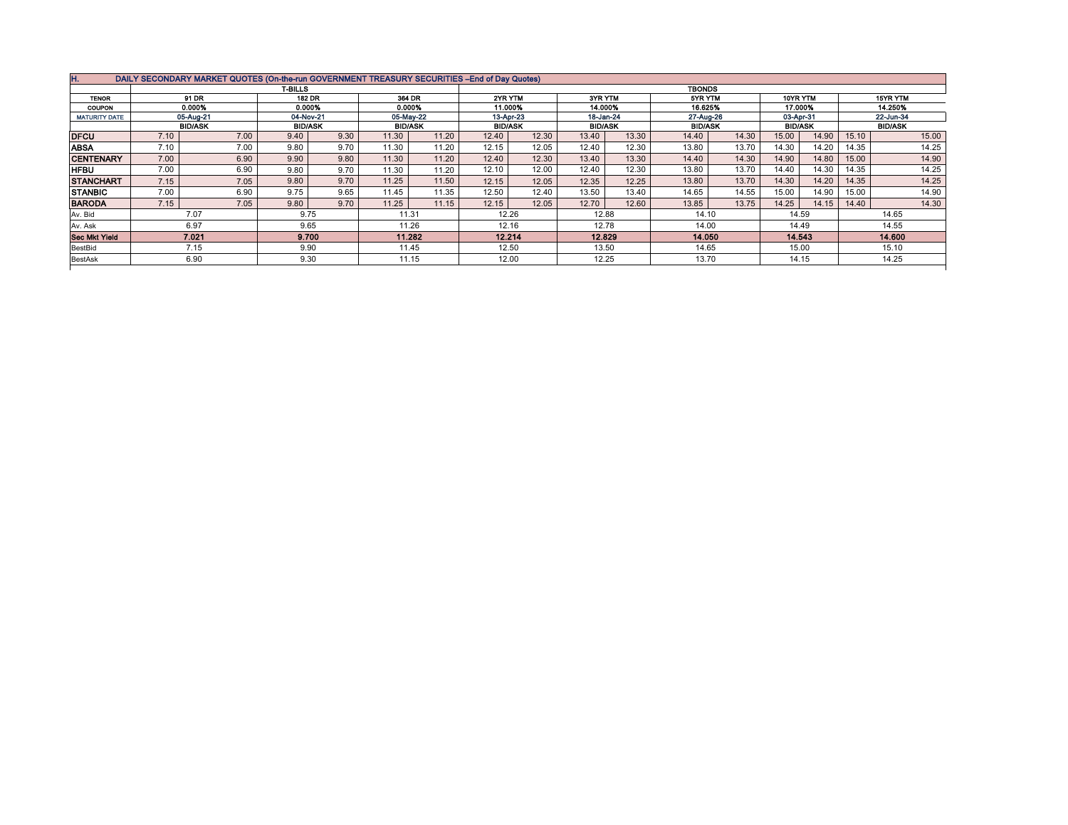## H. DAILY SECONDARY MARKET QUOTES (On-the-run GOVERNMENT TREASURY SECURITIES –End of Day Quotes)

| | T-BILLS | | | | | | TBONDS | | | | | | | | | |
|---|---|---|---|---|---|---|---|---|---|---|---|---|---|---|---|---|
| **TENOR** | 91 DR | | 182 DR | | 364 DR | | 2YR YTM | | 3YR YTM | | 5YR YTM | | 10YR YTM | | 15YR YTM | |
| **COUPON** | 0.000% | | 0.000% | | 0.000% | | 11.000% | | 14.000% | | 16.625% | | 17.000% | | 14.250% | |
| **MATURITY DATE** | 05-Aug-21 | | 04-Nov-21 | | 05-May-22 | | 13-Apr-23 | | 18-Jan-24 | | 27-Aug-26 | | 03-Apr-31 | | 22-Jun-34 | |
| | BID/ASK | | BID/ASK | | BID/ASK | | BID/ASK | | BID/ASK | | BID/ASK | | BID/ASK | | BID/ASK | |
| **DFCU** | 7.10 | 7.00 | 9.40 | 9.30 | 11.30 | 11.20 | 12.40 | 12.30 | 13.40 | 13.30 | 14.40 | 14.30 | 15.00 | 14.90 | 15.10 | 15.00 |
| **ABSA** | 7.10 | 7.00 | 9.80 | 9.70 | 11.30 | 11.20 | 12.15 | 12.05 | 12.40 | 12.30 | 13.80 | 13.70 | 14.30 | 14.20 | 14.35 | 14.25 |
| **CENTENARY** | 7.00 | 6.90 | 9.90 | 9.80 | 11.30 | 11.20 | 12.40 | 12.30 | 13.40 | 13.30 | 14.40 | 14.30 | 14.90 | 14.80 | 15.00 | 14.90 |
| **HFBU** | 7.00 | 6.90 | 9.80 | 9.70 | 11.30 | 11.20 | 12.10 | 12.00 | 12.40 | 12.30 | 13.80 | 13.70 | 14.40 | 14.30 | 14.35 | 14.25 |
| **STANCHART** | 7.15 | 7.05 | 9.80 | 9.70 | 11.25 | 11.50 | 12.15 | 12.05 | 12.35 | 12.25 | 13.80 | 13.70 | 14.30 | 14.20 | 14.35 | 14.25 |
| **STANBIC** | 7.00 | 6.90 | 9.75 | 9.65 | 11.45 | 11.35 | 12.50 | 12.40 | 13.50 | 13.40 | 14.65 | 14.55 | 15.00 | 14.90 | 15.00 | 14.90 |
| **BARODA** | 7.15 | 7.05 | 9.80 | 9.70 | 11.25 | 11.15 | 12.15 | 12.05 | 12.70 | 12.60 | 13.85 | 13.75 | 14.25 | 14.15 | 14.40 | 14.30 |
| Av. Bid | 7.07 | | 9.75 | | 11.31 | | 12.26 | | 12.88 | | 14.10 | | 14.59 | | 14.65 | |
| Av. Ask | 6.97 | | 9.65 | | 11.26 | | 12.16 | | 12.78 | | 14.00 | | 14.49 | | 14.55 | |
| **Sec Mkt Yield** | **7.021** | | **9.700** | | **11.282** | | **12.214** | | **12.829** | | **14.050** | | **14.543** | | **14.600** | |
| BestBid | 7.15 | | 9.90 | | 11.45 | | 12.50 | | 13.50 | | 14.65 | | 15.00 | | 15.10 | |
| BestAsk | 6.90 | | 9.30 | | 11.15 | | 12.00 | | 12.25 | | 13.70 | | 14.15 | | 14.25 | |